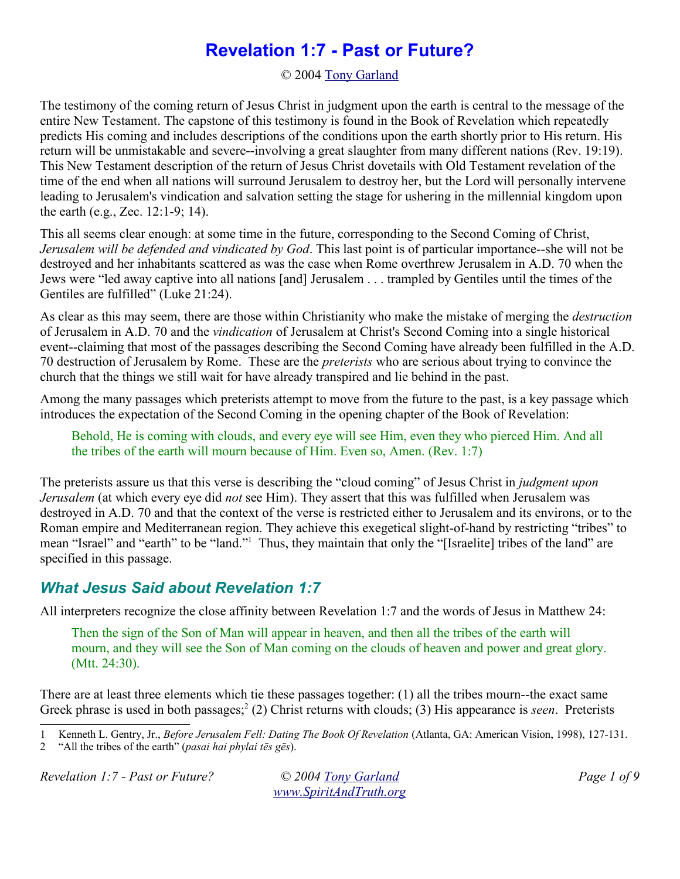# Revelation 1:7 - Past or Future?

© 2004 Tony Garland

The testimony of the coming return of Jesus Christ in judgment upon the earth is central to the message of the entire New Testament. The capstone of this testimony is found in the Book of Revelation which repeatedly predicts His coming and includes descriptions of the conditions upon the earth shortly prior to His return. His return will be unmistakable and severe--involving a great slaughter from many different nations (Rev. 19:19). This New Testament description of the return of Jesus Christ dovetails with Old Testament revelation of the time of the end when all nations will surround Jerusalem to destroy her, but the Lord will personally intervene leading to Jerusalem's vindication and salvation setting the stage for ushering in the millennial kingdom upon the earth (e.g., Zec. 12:1-9; 14).

This all seems clear enough: at some time in the future, corresponding to the Second Coming of Christ, *Jerusalem will be defended and vindicated by God*. This last point is of particular importance--she will not be destroyed and her inhabitants scattered as was the case when Rome overthrew Jerusalem in A.D. 70 when the Jews were "led away captive into all nations [and] Jerusalem . . . trampled by Gentiles until the times of the Gentiles are fulfilled" (Luke 21:24).

As clear as this may seem, there are those within Christianity who make the mistake of merging the *destruction* of Jerusalem in A.D. 70 and the *vindication* of Jerusalem at Christ's Second Coming into a single historical event--claiming that most of the passages describing the Second Coming have already been fulfilled in the A.D. 70 destruction of Jerusalem by Rome. These are the *preterists* who are serious about trying to convince the church that the things we still wait for have already transpired and lie behind in the past.

Among the many passages which preterists attempt to move from the future to the past, is a key passage which introduces the expectation of the Second Coming in the opening chapter of the Book of Revelation:

> Behold, He is coming with clouds, and every eye will see Him, even they who pierced Him. And all the tribes of the earth will mourn because of Him. Even so, Amen. (Rev. 1:7)

The preterists assure us that this verse is describing the "cloud coming" of Jesus Christ in *judgment upon Jerusalem* (at which every eye did *not* see Him). They assert that this was fulfilled when Jerusalem was destroyed in A.D. 70 and that the context of the verse is restricted either to Jerusalem and its environs, or to the Roman empire and Mediterranean region. They achieve this exegetical slight-of-hand by restricting "tribes" to mean "Israel" and "earth" to be "land."[1] Thus, they maintain that only the "[Israelite] tribes of the land" are specified in this passage.

## *What Jesus Said about Revelation 1:7*

All interpreters recognize the close affinity between Revelation 1:7 and the words of Jesus in Matthew 24:

> Then the sign of the Son of Man will appear in heaven, and then all the tribes of the earth will mourn, and they will see the Son of Man coming on the clouds of heaven and power and great glory. (Mtt. 24:30).

There are at least three elements which tie these passages together: (1) all the tribes mourn--the exact same Greek phrase is used in both passages;[2] (2) Christ returns with clouds; (3) His appearance is *seen*. Preterists

---

1 Kenneth L. Gentry, Jr., *Before Jerusalem Fell: Dating The Book Of Revelation* (Atlanta, GA: American Vision, 1998), 127-131.

2 "All the tribes of the earth" (*pasai hai phylai tēs gēs*).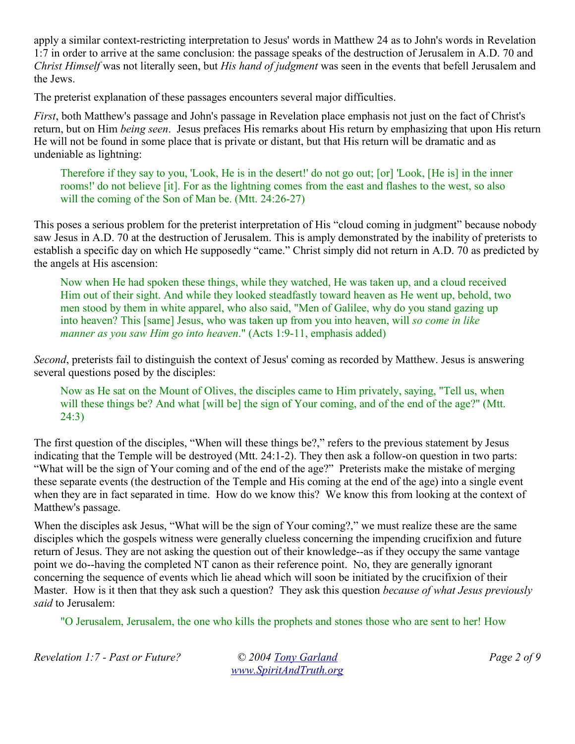apply a similar context-restricting interpretation to Jesus' words in Matthew 24 as to John's words in Revelation 1:7 in order to arrive at the same conclusion: the passage speaks of the destruction of Jerusalem in A.D. 70 and *Christ Himself* was not literally seen, but *His hand of judgment* was seen in the events that befell Jerusalem and the Jews.

The preterist explanation of these passages encounters several major difficulties.

*First*, both Matthew's passage and John's passage in Revelation place emphasis not just on the fact of Christ's return, but on Him *being seen*. Jesus prefaces His remarks about His return by emphasizing that upon His return He will not be found in some place that is private or distant, but that His return will be dramatic and as undeniable as lightning:

> Therefore if they say to you, 'Look, He is in the desert!' do not go out; [or] 'Look, [He is] in the inner rooms!' do not believe [it]. For as the lightning comes from the east and flashes to the west, so also will the coming of the Son of Man be. (Mtt. 24:26-27)

This poses a serious problem for the preterist interpretation of His "cloud coming in judgment" because nobody saw Jesus in A.D. 70 at the destruction of Jerusalem. This is amply demonstrated by the inability of preterists to establish a specific day on which He supposedly "came." Christ simply did not return in A.D. 70 as predicted by the angels at His ascension:

> Now when He had spoken these things, while they watched, He was taken up, and a cloud received Him out of their sight. And while they looked steadfastly toward heaven as He went up, behold, two men stood by them in white apparel, who also said, "Men of Galilee, why do you stand gazing up into heaven? This [same] Jesus, who was taken up from you into heaven, will *so come in like manner as you saw Him go into heaven*." (Acts 1:9-11, emphasis added)

*Second*, preterists fail to distinguish the context of Jesus' coming as recorded by Matthew. Jesus is answering several questions posed by the disciples:

> Now as He sat on the Mount of Olives, the disciples came to Him privately, saying, "Tell us, when will these things be? And what [will be] the sign of Your coming, and of the end of the age?" (Mtt. 24:3)

The first question of the disciples, "When will these things be?," refers to the previous statement by Jesus indicating that the Temple will be destroyed (Mtt. 24:1-2). They then ask a follow-on question in two parts: "What will be the sign of Your coming and of the end of the age?" Preterists make the mistake of merging these separate events (the destruction of the Temple and His coming at the end of the age) into a single event when they are in fact separated in time. How do we know this? We know this from looking at the context of Matthew's passage.

When the disciples ask Jesus, "What will be the sign of Your coming?," we must realize these are the same disciples which the gospels witness were generally clueless concerning the impending crucifixion and future return of Jesus. They are not asking the question out of their knowledge--as if they occupy the same vantage point we do--having the completed NT canon as their reference point. No, they are generally ignorant concerning the sequence of events which lie ahead which will soon be initiated by the crucifixion of their Master. How is it then that they ask such a question? They ask this question *because of what Jesus previously said* to Jerusalem:

> "O Jerusalem, Jerusalem, the one who kills the prophets and stones those who are sent to her! How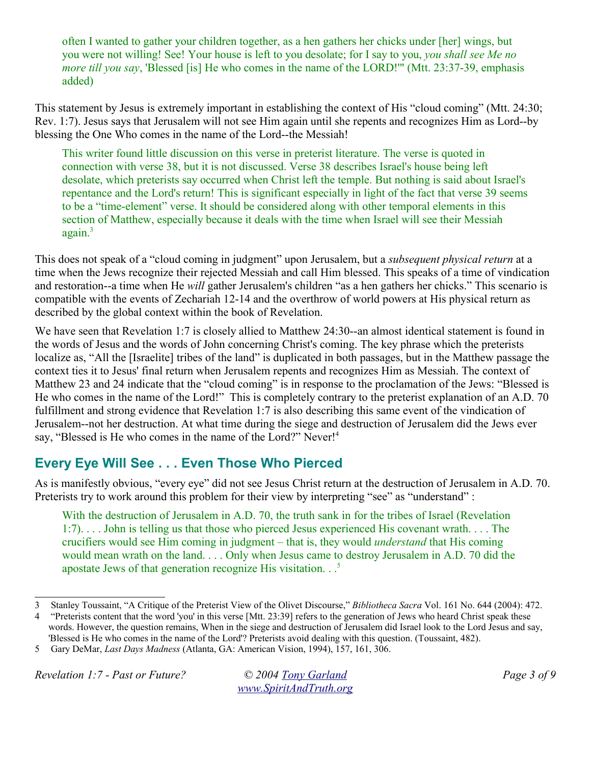> often I wanted to gather your children together, as a hen gathers her chicks under [her] wings, but you were not willing! See! Your house is left to you desolate; for I say to you, *you shall see Me no more till you say*, 'Blessed [is] He who comes in the name of the LORD!'" (Mtt. 23:37-39, emphasis added)

This statement by Jesus is extremely important in establishing the context of His "cloud coming" (Mtt. 24:30; Rev. 1:7). Jesus says that Jerusalem will not see Him again until she repents and recognizes Him as Lord--by blessing the One Who comes in the name of the Lord--the Messiah!

> This writer found little discussion on this verse in preterist literature. The verse is quoted in connection with verse 38, but it is not discussed. Verse 38 describes Israel's house being left desolate, which preterists say occurred when Christ left the temple. But nothing is said about Israel's repentance and the Lord's return! This is significant especially in light of the fact that verse 39 seems to be a "time-element" verse. It should be considered along with other temporal elements in this section of Matthew, especially because it deals with the time when Israel will see their Messiah again.[3]

This does not speak of a "cloud coming in judgment" upon Jerusalem, but a *subsequent physical return* at a time when the Jews recognize their rejected Messiah and call Him blessed. This speaks of a time of vindication and restoration--a time when He *will* gather Jerusalem's children "as a hen gathers her chicks." This scenario is compatible with the events of Zechariah 12-14 and the overthrow of world powers at His physical return as described by the global context within the book of Revelation.

We have seen that Revelation 1:7 is closely allied to Matthew 24:30--an almost identical statement is found in the words of Jesus and the words of John concerning Christ's coming. The key phrase which the preterists localize as, "All the [Israelite] tribes of the land" is duplicated in both passages, but in the Matthew passage the context ties it to Jesus' final return when Jerusalem repents and recognizes Him as Messiah. The context of Matthew 23 and 24 indicate that the "cloud coming" is in response to the proclamation of the Jews: "Blessed is He who comes in the name of the Lord!" This is completely contrary to the preterist explanation of an A.D. 70 fulfillment and strong evidence that Revelation 1:7 is also describing this same event of the vindication of Jerusalem--not her destruction. At what time during the siege and destruction of Jerusalem did the Jews ever say, "Blessed is He who comes in the name of the Lord?" Never![4]

## Every Eye Will See . . . Even Those Who Pierced

As is manifestly obvious, "every eye" did not see Jesus Christ return at the destruction of Jerusalem in A.D. 70. Preterists try to work around this problem for their view by interpreting "see" as "understand" :

> With the destruction of Jerusalem in A.D. 70, the truth sank in for the tribes of Israel (Revelation 1:7). . . . John is telling us that those who pierced Jesus experienced His covenant wrath. . . . The crucifiers would see Him coming in judgment – that is, they would *understand* that His coming would mean wrath on the land. . . . Only when Jesus came to destroy Jerusalem in A.D. 70 did the apostate Jews of that generation recognize His visitation. . .[5]

---

3 Stanley Toussaint, "A Critique of the Preterist View of the Olivet Discourse," *Bibliotheca Sacra* Vol. 161 No. 644 (2004): 472.

4 "Preterists content that the word 'you' in this verse [Mtt. 23:39] refers to the generation of Jews who heard Christ speak these words. However, the question remains, When in the siege and destruction of Jerusalem did Israel look to the Lord Jesus and say, 'Blessed is He who comes in the name of the Lord'? Preterists avoid dealing with this question. (Toussaint, 482).

5 Gary DeMar, *Last Days Madness* (Atlanta, GA: American Vision, 1994), 157, 161, 306.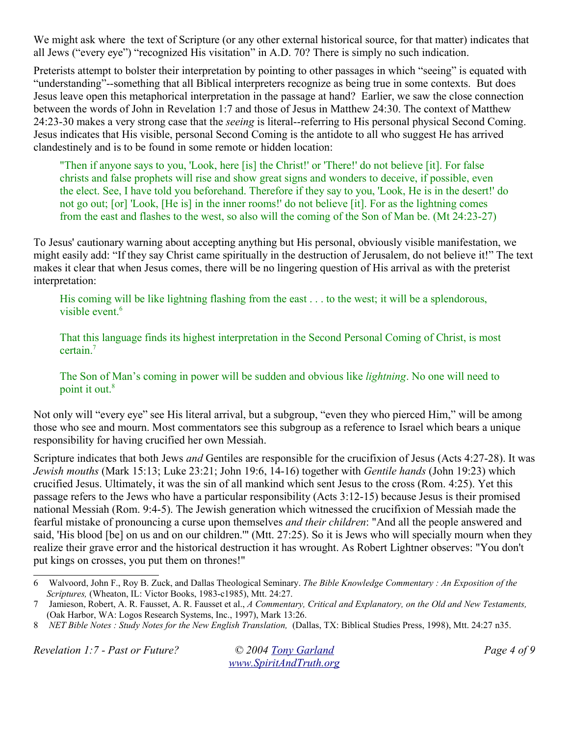We might ask where the text of Scripture (or any other external historical source, for that matter) indicates that all Jews ("every eye") "recognized His visitation" in A.D. 70? There is simply no such indication.

Preterists attempt to bolster their interpretation by pointing to other passages in which "seeing" is equated with "understanding"--something that all Biblical interpreters recognize as being true in some contexts. But does Jesus leave open this metaphorical interpretation in the passage at hand? Earlier, we saw the close connection between the words of John in Revelation 1:7 and those of Jesus in Matthew 24:30. The context of Matthew 24:23-30 makes a very strong case that the *seeing* is literal--referring to His personal physical Second Coming. Jesus indicates that His visible, personal Second Coming is the antidote to all who suggest He has arrived clandestinely and is to be found in some remote or hidden location:

> "Then if anyone says to you, 'Look, here [is] the Christ!' or 'There!' do not believe [it]. For false christs and false prophets will rise and show great signs and wonders to deceive, if possible, even the elect. See, I have told you beforehand. Therefore if they say to you, 'Look, He is in the desert!' do not go out; [or] 'Look, [He is] in the inner rooms!' do not believe [it]. For as the lightning comes from the east and flashes to the west, so also will the coming of the Son of Man be. (Mt 24:23-27)

To Jesus' cautionary warning about accepting anything but His personal, obviously visible manifestation, we might easily add: "If they say Christ came spiritually in the destruction of Jerusalem, do not believe it!" The text makes it clear that when Jesus comes, there will be no lingering question of His arrival as with the preterist interpretation:

> His coming will be like lightning flashing from the east . . . to the west; it will be a splendorous, visible event.[6]

> That this language finds its highest interpretation in the Second Personal Coming of Christ, is most certain.[7]

> The Son of Man's coming in power will be sudden and obvious like *lightning*. No one will need to point it out.[8]

Not only will "every eye" see His literal arrival, but a subgroup, "even they who pierced Him," will be among those who see and mourn. Most commentators see this subgroup as a reference to Israel which bears a unique responsibility for having crucified her own Messiah.

Scripture indicates that both Jews *and* Gentiles are responsible for the crucifixion of Jesus (Acts 4:27-28). It was *Jewish mouths* (Mark 15:13; Luke 23:21; John 19:6, 14-16) together with *Gentile hands* (John 19:23) which crucified Jesus. Ultimately, it was the sin of all mankind which sent Jesus to the cross (Rom. 4:25). Yet this passage refers to the Jews who have a particular responsibility (Acts 3:12-15) because Jesus is their promised national Messiah (Rom. 9:4-5). The Jewish generation which witnessed the crucifixion of Messiah made the fearful mistake of pronouncing a curse upon themselves *and their children*: "And all the people answered and said, 'His blood [be] on us and on our children.'" (Mtt. 27:25). So it is Jews who will specially mourn when they realize their grave error and the historical destruction it has wrought. As Robert Lightner observes: "You don't put kings on crosses, you put them on thrones!"

---

6 Walvoord, John F., Roy B. Zuck, and Dallas Theological Seminary. *The Bible Knowledge Commentary : An Exposition of the Scriptures,* (Wheaton, IL: Victor Books, 1983-c1985), Mtt. 24:27.

7 Jamieson, Robert, A. R. Fausset, A. R. Fausset et al., *A Commentary, Critical and Explanatory, on the Old and New Testaments,* (Oak Harbor, WA: Logos Research Systems, Inc., 1997), Mark 13:26.

8 *NET Bible Notes : Study Notes for the New English Translation,* (Dallas, TX: Biblical Studies Press, 1998), Mtt. 24:27 n35.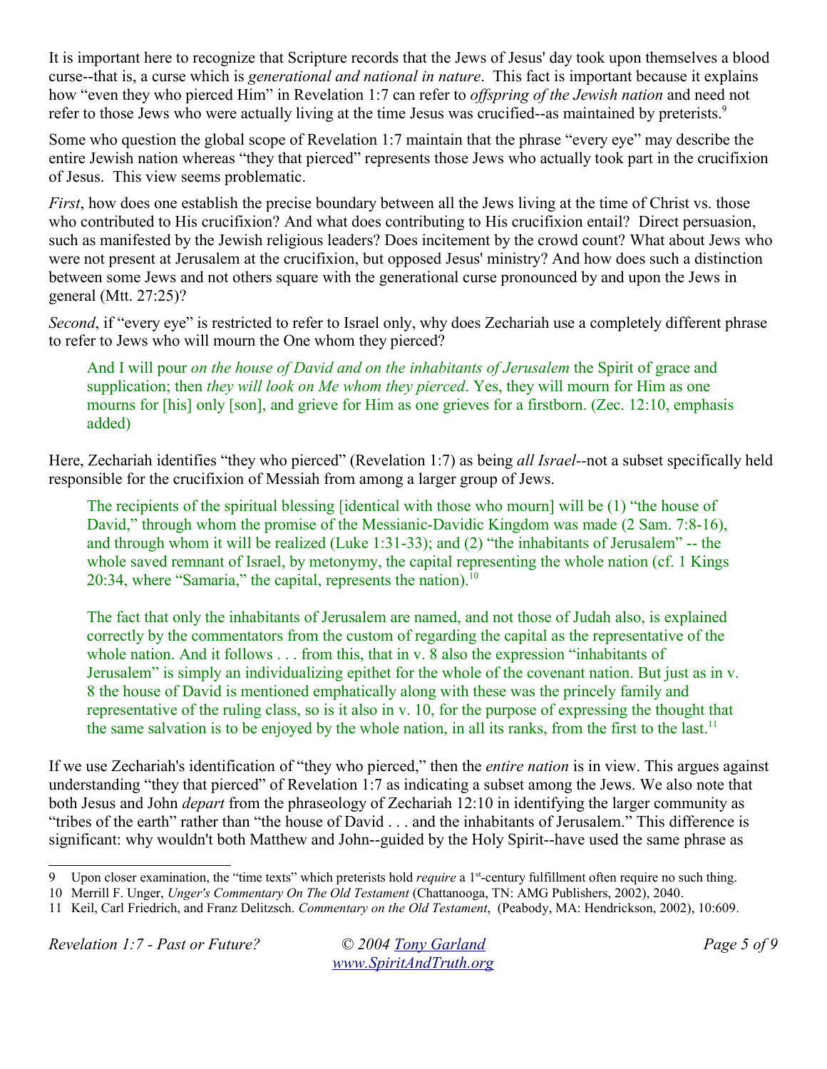It is important here to recognize that Scripture records that the Jews of Jesus' day took upon themselves a blood curse--that is, a curse which is *generational and national in nature*. This fact is important because it explains how "even they who pierced Him" in Revelation 1:7 can refer to *offspring of the Jewish nation* and need not refer to those Jews who were actually living at the time Jesus was crucified--as maintained by preterists.[9]

Some who question the global scope of Revelation 1:7 maintain that the phrase "every eye" may describe the entire Jewish nation whereas "they that pierced" represents those Jews who actually took part in the crucifixion of Jesus. This view seems problematic.

*First*, how does one establish the precise boundary between all the Jews living at the time of Christ vs. those who contributed to His crucifixion? And what does contributing to His crucifixion entail? Direct persuasion, such as manifested by the Jewish religious leaders? Does incitement by the crowd count? What about Jews who were not present at Jerusalem at the crucifixion, but opposed Jesus' ministry? And how does such a distinction between some Jews and not others square with the generational curse pronounced by and upon the Jews in general (Mtt. 27:25)?

*Second*, if "every eye" is restricted to refer to Israel only, why does Zechariah use a completely different phrase to refer to Jews who will mourn the One whom they pierced?

> And I will pour *on the house of David and on the inhabitants of Jerusalem* the Spirit of grace and supplication; then *they will look on Me whom they pierced*. Yes, they will mourn for Him as one mourns for [his] only [son], and grieve for Him as one grieves for a firstborn. (Zec. 12:10, emphasis added)

Here, Zechariah identifies "they who pierced" (Revelation 1:7) as being *all Israel*--not a subset specifically held responsible for the crucifixion of Messiah from among a larger group of Jews.

> The recipients of the spiritual blessing [identical with those who mourn] will be (1) "the house of David," through whom the promise of the Messianic-Davidic Kingdom was made (2 Sam. 7:8-16), and through whom it will be realized (Luke 1:31-33); and (2) "the inhabitants of Jerusalem" -- the whole saved remnant of Israel, by metonymy, the capital representing the whole nation (cf. 1 Kings 20:34, where "Samaria," the capital, represents the nation).[10]
>
> The fact that only the inhabitants of Jerusalem are named, and not those of Judah also, is explained correctly by the commentators from the custom of regarding the capital as the representative of the whole nation. And it follows . . . from this, that in v. 8 also the expression "inhabitants of Jerusalem" is simply an individualizing epithet for the whole of the covenant nation. But just as in v. 8 the house of David is mentioned emphatically along with these was the princely family and representative of the ruling class, so is it also in v. 10, for the purpose of expressing the thought that the same salvation is to be enjoyed by the whole nation, in all its ranks, from the first to the last.[11]

If we use Zechariah's identification of "they who pierced," then the *entire nation* is in view. This argues against understanding "they that pierced" of Revelation 1:7 as indicating a subset among the Jews. We also note that both Jesus and John *depart* from the phraseology of Zechariah 12:10 in identifying the larger community as "tribes of the earth" rather than "the house of David . . . and the inhabitants of Jerusalem." This difference is significant: why wouldn't both Matthew and John--guided by the Holy Spirit--have used the same phrase as

---

9 Upon closer examination, the "time texts" which preterists hold *require* a 1st-century fulfillment often require no such thing.

10 Merrill F. Unger, *Unger's Commentary On The Old Testament* (Chattanooga, TN: AMG Publishers, 2002), 2040.

11 Keil, Carl Friedrich, and Franz Delitzsch. *Commentary on the Old Testament*, (Peabody, MA: Hendrickson, 2002), 10:609.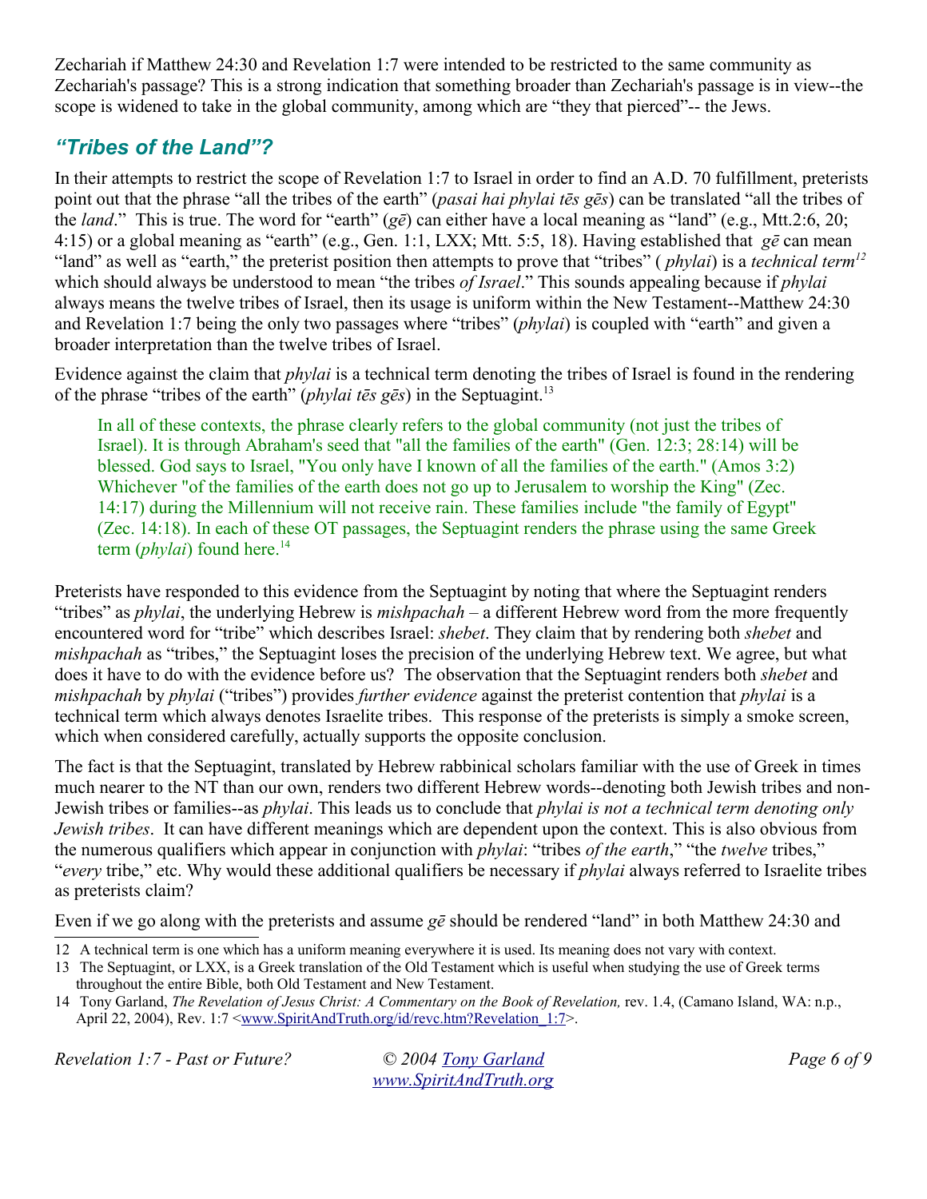Zechariah if Matthew 24:30 and Revelation 1:7 were intended to be restricted to the same community as Zechariah's passage? This is a strong indication that something broader than Zechariah's passage is in view--the scope is widened to take in the global community, among which are "they that pierced"-- the Jews.

## *"Tribes of the Land"?*

In their attempts to restrict the scope of Revelation 1:7 to Israel in order to find an A.D. 70 fulfillment, preterists point out that the phrase "all the tribes of the earth" (*pasai hai phylai tēs gēs*) can be translated "all the tribes of the *land*." This is true. The word for "earth" (*gē*) can either have a local meaning as "land" (e.g., Mtt.2:6, 20; 4:15) or a global meaning as "earth" (e.g., Gen. 1:1, LXX; Mtt. 5:5, 18). Having established that *gē* can mean "land" as well as "earth," the preterist position then attempts to prove that "tribes" ( *phylai*) is a *technical term*[12] which should always be understood to mean "the tribes *of Israel*." This sounds appealing because if *phylai* always means the twelve tribes of Israel, then its usage is uniform within the New Testament--Matthew 24:30 and Revelation 1:7 being the only two passages where "tribes" (*phylai*) is coupled with "earth" and given a broader interpretation than the twelve tribes of Israel.

Evidence against the claim that *phylai* is a technical term denoting the tribes of Israel is found in the rendering of the phrase "tribes of the earth" (*phylai tēs gēs*) in the Septuagint.[13]

> In all of these contexts, the phrase clearly refers to the global community (not just the tribes of Israel). It is through Abraham's seed that "all the families of the earth" (Gen. 12:3; 28:14) will be blessed. God says to Israel, "You only have I known of all the families of the earth." (Amos 3:2) Whichever "of the families of the earth does not go up to Jerusalem to worship the King" (Zec. 14:17) during the Millennium will not receive rain. These families include "the family of Egypt" (Zec. 14:18). In each of these OT passages, the Septuagint renders the phrase using the same Greek term (*phylai*) found here.[14]

Preterists have responded to this evidence from the Septuagint by noting that where the Septuagint renders "tribes" as *phylai*, the underlying Hebrew is *mishpachah* – a different Hebrew word from the more frequently encountered word for "tribe" which describes Israel: *shebet*. They claim that by rendering both *shebet* and *mishpachah* as "tribes," the Septuagint loses the precision of the underlying Hebrew text. We agree, but what does it have to do with the evidence before us? The observation that the Septuagint renders both *shebet* and *mishpachah* by *phylai* ("tribes") provides *further evidence* against the preterist contention that *phylai* is a technical term which always denotes Israelite tribes. This response of the preterists is simply a smoke screen, which when considered carefully, actually supports the opposite conclusion.

The fact is that the Septuagint, translated by Hebrew rabbinical scholars familiar with the use of Greek in times much nearer to the NT than our own, renders two different Hebrew words--denoting both Jewish tribes and non-Jewish tribes or families--as *phylai*. This leads us to conclude that *phylai is not a technical term denoting only Jewish tribes*. It can have different meanings which are dependent upon the context. This is also obvious from the numerous qualifiers which appear in conjunction with *phylai*: "tribes *of the earth*," "the *twelve* tribes," "*every* tribe," etc. Why would these additional qualifiers be necessary if *phylai* always referred to Israelite tribes as preterists claim?

Even if we go along with the preterists and assume *gē* should be rendered "land" in both Matthew 24:30 and

---

12 A technical term is one which has a uniform meaning everywhere it is used. Its meaning does not vary with context.

13 The Septuagint, or LXX, is a Greek translation of the Old Testament which is useful when studying the use of Greek terms throughout the entire Bible, both Old Testament and New Testament.

14 Tony Garland, *The Revelation of Jesus Christ: A Commentary on the Book of Revelation,* rev. 1.4, (Camano Island, WA: n.p., April 22, 2004), Rev. 1:7 <www.SpiritAndTruth.org/id/revc.htm?Revelation_1:7>.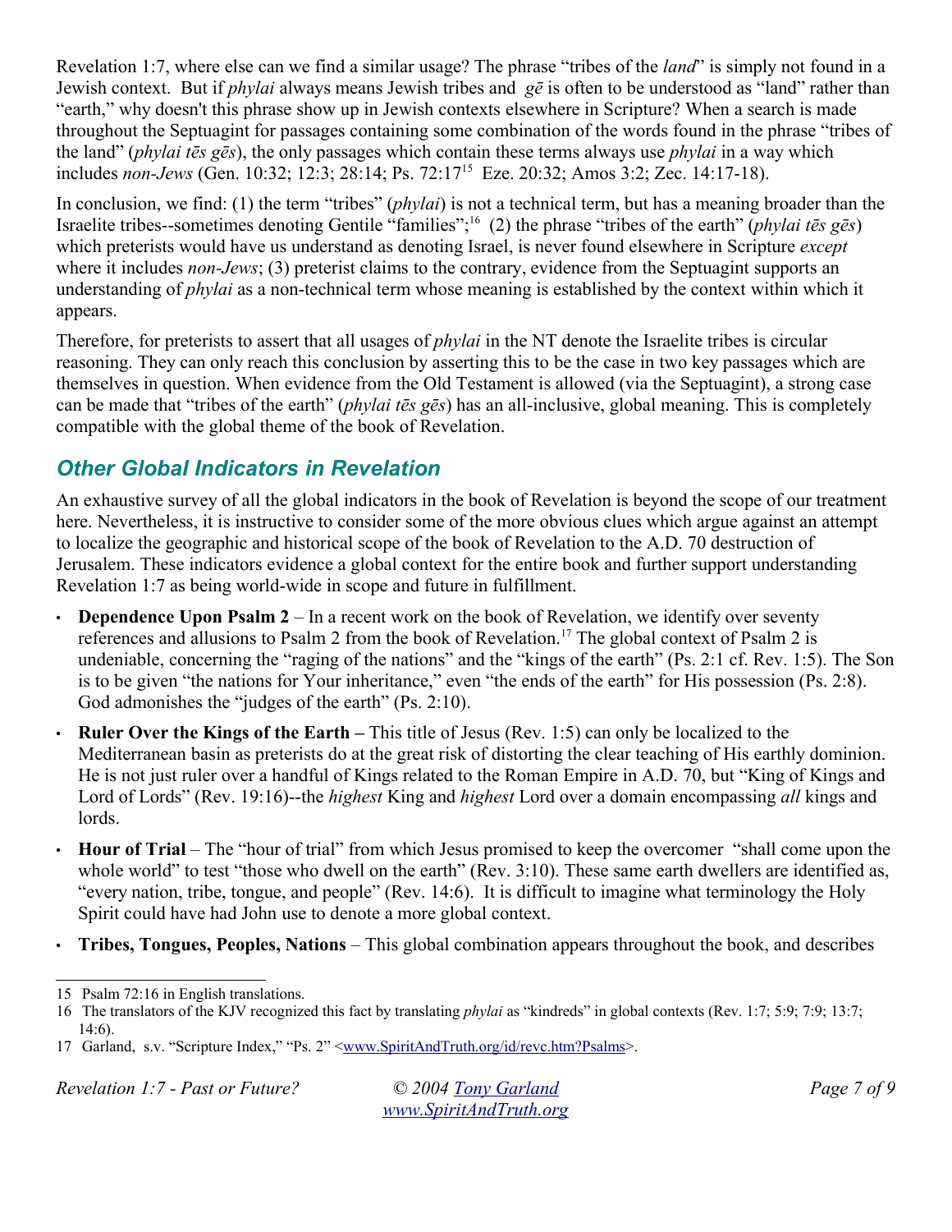Revelation 1:7, where else can we find a similar usage? The phrase "tribes of the *land*" is simply not found in a Jewish context. But if *phylai* always means Jewish tribes and *gē* is often to be understood as "land" rather than "earth," why doesn't this phrase show up in Jewish contexts elsewhere in Scripture? When a search is made throughout the Septuagint for passages containing some combination of the words found in the phrase "tribes of the land" (*phylai tēs gēs*), the only passages which contain these terms always use *phylai* in a way which includes *non-Jews* (Gen. 10:32; 12:3; 28:14; Ps. 72:17[15] Eze. 20:32; Amos 3:2; Zec. 14:17-18).

In conclusion, we find: (1) the term "tribes" (*phylai*) is not a technical term, but has a meaning broader than the Israelite tribes--sometimes denoting Gentile "families";[16] (2) the phrase "tribes of the earth" (*phylai tēs gēs*) which preterists would have us understand as denoting Israel, is never found elsewhere in Scripture *except* where it includes *non-Jews*; (3) preterist claims to the contrary, evidence from the Septuagint supports an understanding of *phylai* as a non-technical term whose meaning is established by the context within which it appears.

Therefore, for preterists to assert that all usages of *phylai* in the NT denote the Israelite tribes is circular reasoning. They can only reach this conclusion by asserting this to be the case in two key passages which are themselves in question. When evidence from the Old Testament is allowed (via the Septuagint), a strong case can be made that "tribes of the earth" (*phylai tēs gēs*) has an all-inclusive, global meaning. This is completely compatible with the global theme of the book of Revelation.

## Other Global Indicators in Revelation

An exhaustive survey of all the global indicators in the book of Revelation is beyond the scope of our treatment here. Nevertheless, it is instructive to consider some of the more obvious clues which argue against an attempt to localize the geographic and historical scope of the book of Revelation to the A.D. 70 destruction of Jerusalem. These indicators evidence a global context for the entire book and further support understanding Revelation 1:7 as being world-wide in scope and future in fulfillment.

- **Dependence Upon Psalm 2** – In a recent work on the book of Revelation, we identify over seventy references and allusions to Psalm 2 from the book of Revelation.[17] The global context of Psalm 2 is undeniable, concerning the "raging of the nations" and the "kings of the earth" (Ps. 2:1 cf. Rev. 1:5). The Son is to be given "the nations for Your inheritance," even "the ends of the earth" for His possession (Ps. 2:8). God admonishes the "judges of the earth" (Ps. 2:10).
- **Ruler Over the Kings of the Earth –** This title of Jesus (Rev. 1:5) can only be localized to the Mediterranean basin as preterists do at the great risk of distorting the clear teaching of His earthly dominion. He is not just ruler over a handful of Kings related to the Roman Empire in A.D. 70, but "King of Kings and Lord of Lords" (Rev. 19:16)--the *highest* King and *highest* Lord over a domain encompassing *all* kings and lords.
- **Hour of Trial** – The "hour of trial" from which Jesus promised to keep the overcomer "shall come upon the whole world" to test "those who dwell on the earth" (Rev. 3:10). These same earth dwellers are identified as, "every nation, tribe, tongue, and people" (Rev. 14:6). It is difficult to imagine what terminology the Holy Spirit could have had John use to denote a more global context.
- **Tribes, Tongues, Peoples, Nations** – This global combination appears throughout the book, and describes

---

15 Psalm 72:16 in English translations.

16 The translators of the KJV recognized this fact by translating *phylai* as "kindreds" in global contexts (Rev. 1:7; 5:9; 7:9; 13:7; 14:6).

17 Garland, s.v. "Scripture Index," "Ps. 2" <www.SpiritAndTruth.org/id/revc.htm?Psalms>.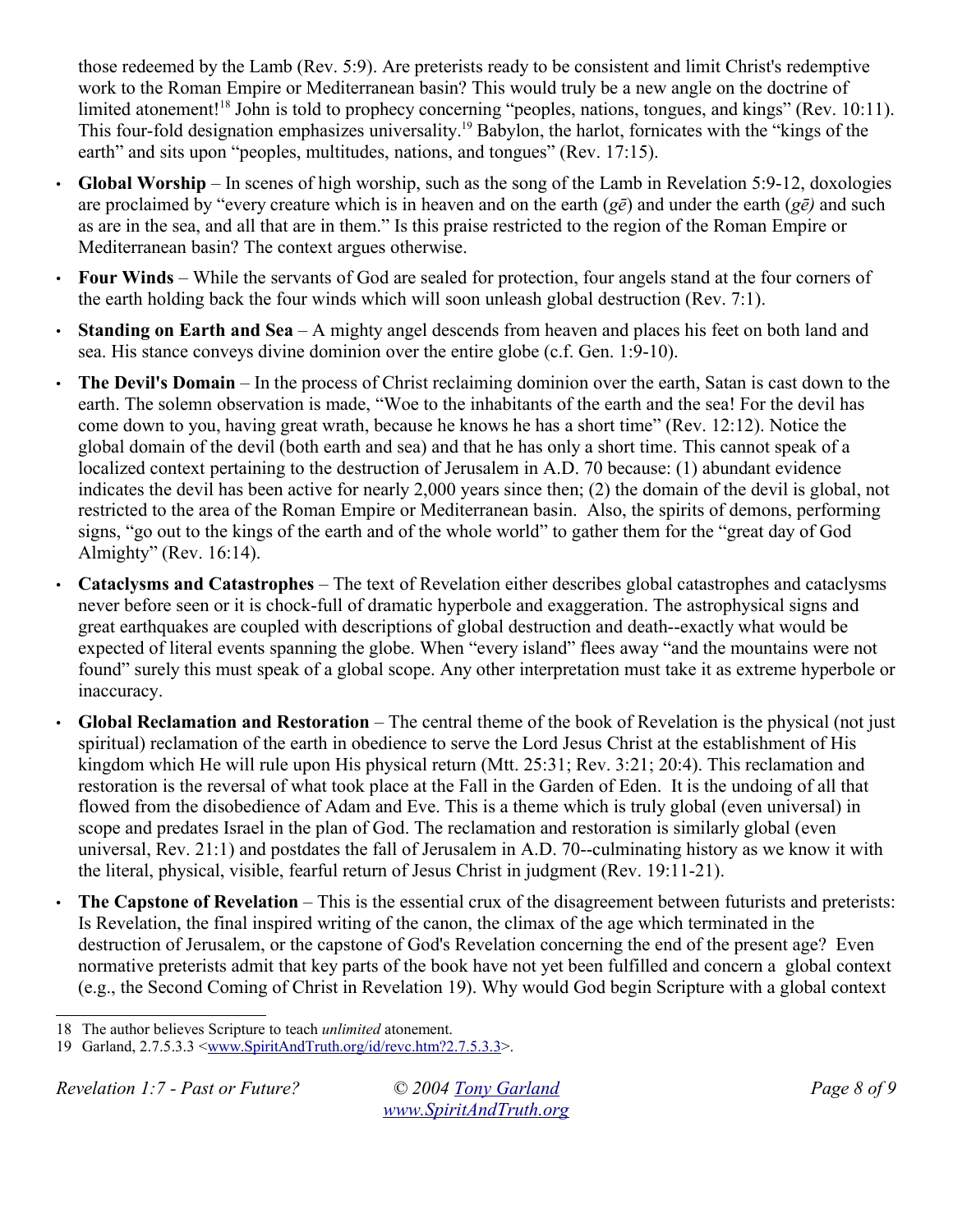those redeemed by the Lamb (Rev. 5:9). Are preterists ready to be consistent and limit Christ's redemptive work to the Roman Empire or Mediterranean basin? This would truly be a new angle on the doctrine of limited atonement![18] John is told to prophecy concerning "peoples, nations, tongues, and kings" (Rev. 10:11). This four-fold designation emphasizes universality.[19] Babylon, the harlot, fornicates with the "kings of the earth" and sits upon "peoples, multitudes, nations, and tongues" (Rev. 17:15).

- **Global Worship** – In scenes of high worship, such as the song of the Lamb in Revelation 5:9-12, doxologies are proclaimed by "every creature which is in heaven and on the earth (*gē*) and under the earth (*gē)* and such as are in the sea, and all that are in them." Is this praise restricted to the region of the Roman Empire or Mediterranean basin? The context argues otherwise.
- **Four Winds** – While the servants of God are sealed for protection, four angels stand at the four corners of the earth holding back the four winds which will soon unleash global destruction (Rev. 7:1).
- **Standing on Earth and Sea** – A mighty angel descends from heaven and places his feet on both land and sea. His stance conveys divine dominion over the entire globe (c.f. Gen. 1:9-10).
- **The Devil's Domain** – In the process of Christ reclaiming dominion over the earth, Satan is cast down to the earth. The solemn observation is made, "Woe to the inhabitants of the earth and the sea! For the devil has come down to you, having great wrath, because he knows he has a short time" (Rev. 12:12). Notice the global domain of the devil (both earth and sea) and that he has only a short time. This cannot speak of a localized context pertaining to the destruction of Jerusalem in A.D. 70 because: (1) abundant evidence indicates the devil has been active for nearly 2,000 years since then; (2) the domain of the devil is global, not restricted to the area of the Roman Empire or Mediterranean basin. Also, the spirits of demons, performing signs, "go out to the kings of the earth and of the whole world" to gather them for the "great day of God Almighty" (Rev. 16:14).
- **Cataclysms and Catastrophes** – The text of Revelation either describes global catastrophes and cataclysms never before seen or it is chock-full of dramatic hyperbole and exaggeration. The astrophysical signs and great earthquakes are coupled with descriptions of global destruction and death--exactly what would be expected of literal events spanning the globe. When "every island" flees away "and the mountains were not found" surely this must speak of a global scope. Any other interpretation must take it as extreme hyperbole or inaccuracy.
- **Global Reclamation and Restoration** – The central theme of the book of Revelation is the physical (not just spiritual) reclamation of the earth in obedience to serve the Lord Jesus Christ at the establishment of His kingdom which He will rule upon His physical return (Mtt. 25:31; Rev. 3:21; 20:4). This reclamation and restoration is the reversal of what took place at the Fall in the Garden of Eden. It is the undoing of all that flowed from the disobedience of Adam and Eve. This is a theme which is truly global (even universal) in scope and predates Israel in the plan of God. The reclamation and restoration is similarly global (even universal, Rev. 21:1) and postdates the fall of Jerusalem in A.D. 70--culminating history as we know it with the literal, physical, visible, fearful return of Jesus Christ in judgment (Rev. 19:11-21).
- **The Capstone of Revelation** – This is the essential crux of the disagreement between futurists and preterists: Is Revelation, the final inspired writing of the canon, the climax of the age which terminated in the destruction of Jerusalem, or the capstone of God's Revelation concerning the end of the present age? Even normative preterists admit that key parts of the book have not yet been fulfilled and concern a global context (e.g., the Second Coming of Christ in Revelation 19). Why would God begin Scripture with a global context

---

18 The author believes Scripture to teach *unlimited* atonement.

19 Garland, 2.7.5.3.3 <www.SpiritAndTruth.org/id/revc.htm?2.7.5.3.3>.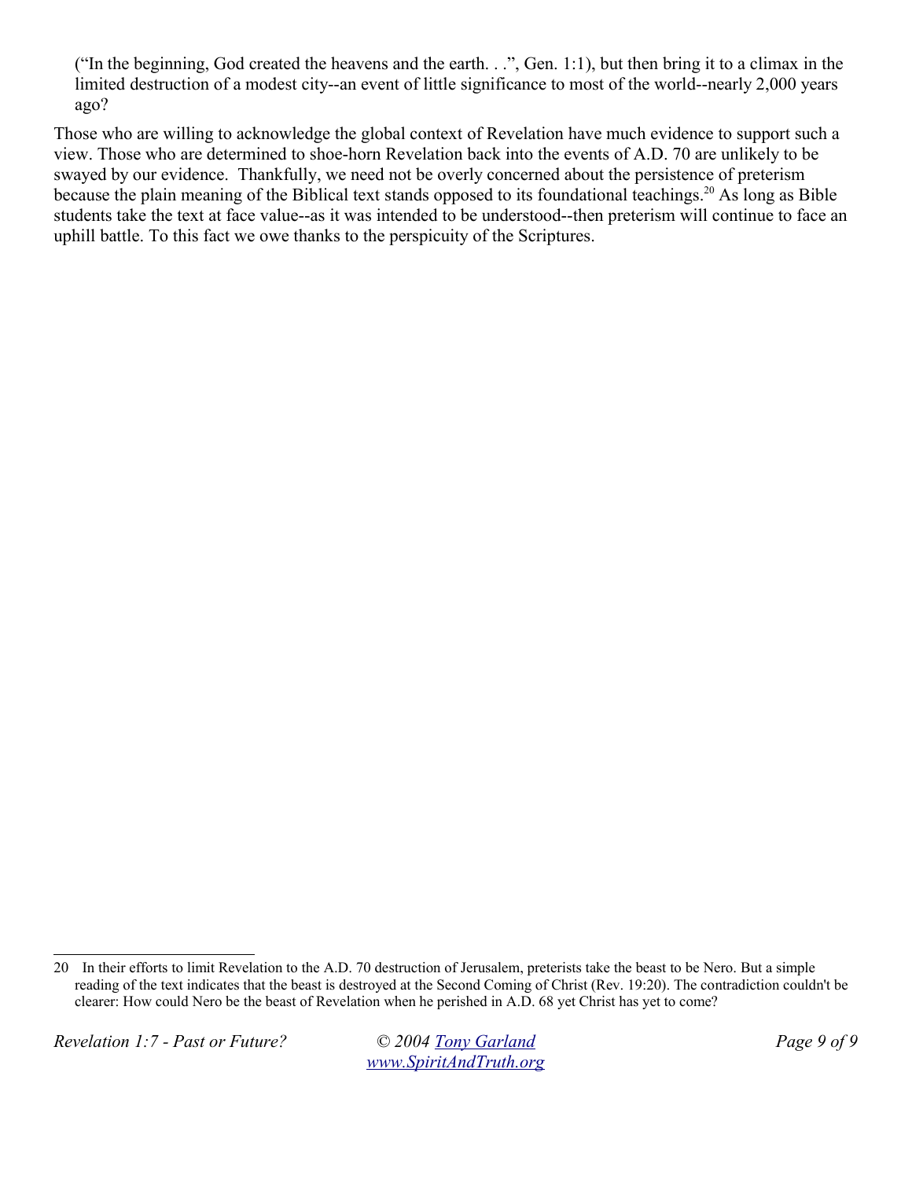("In the beginning, God created the heavens and the earth. . .", Gen. 1:1), but then bring it to a climax in the limited destruction of a modest city--an event of little significance to most of the world--nearly 2,000 years ago?

Those who are willing to acknowledge the global context of Revelation have much evidence to support such a view. Those who are determined to shoe-horn Revelation back into the events of A.D. 70 are unlikely to be swayed by our evidence. Thankfully, we need not be overly concerned about the persistence of preterism because the plain meaning of the Biblical text stands opposed to its foundational teachings.[20] As long as Bible students take the text at face value--as it was intended to be understood--then preterism will continue to face an uphill battle. To this fact we owe thanks to the perspicuity of the Scriptures.

---

20 In their efforts to limit Revelation to the A.D. 70 destruction of Jerusalem, preterists take the beast to be Nero. But a simple reading of the text indicates that the beast is destroyed at the Second Coming of Christ (Rev. 19:20). The contradiction couldn't be clearer: How could Nero be the beast of Revelation when he perished in A.D. 68 yet Christ has yet to come?